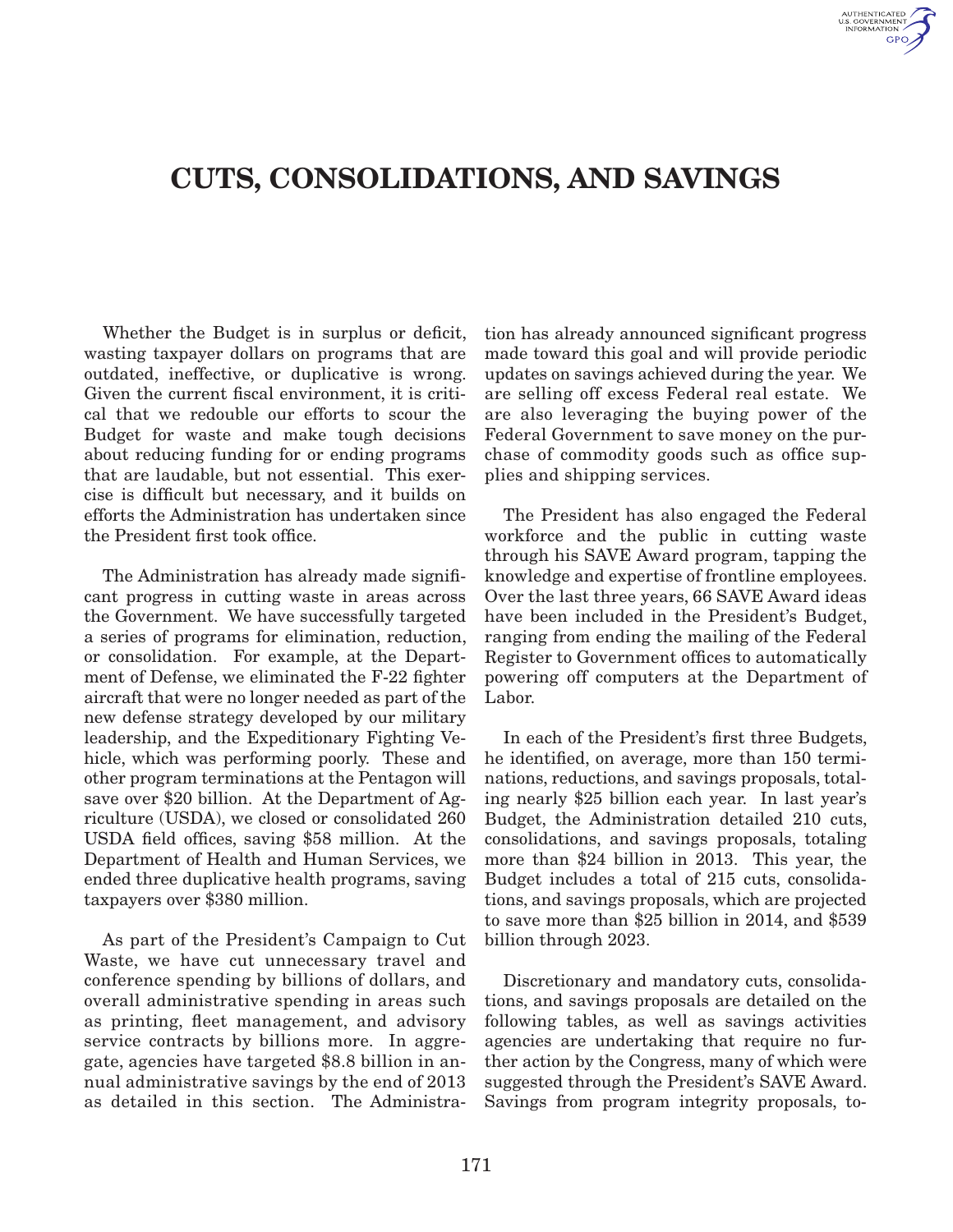# CUTS, CONSOLIDATIONS, AND SAVINGS

Whether the Budget is in surplus or deficit, wasting taxpayer dollars on programs that are outdated, ineffective, or duplicative is wrong. Given the current fiscal environment, it is critical that we redouble our efforts to scour the Budget for waste and make tough decisions about reducing funding for or ending programs that are laudable, but not essential. This exercise is difficult but necessary, and it builds on efforts the Administration has undertaken since the President first took office.

The Administration has already made significant progress in cutting waste in areas across the Government. We have successfully targeted a series of programs for elimination, reduction, or consolidation. For example, at the Department of Defense, we eliminated the F-22 fighter aircraft that were no longer needed as part of the new defense strategy developed by our military leadership, and the Expeditionary Fighting Vehicle, which was performing poorly. These and other program terminations at the Pentagon will save over $20 billion. At the Department of Agriculture (USDA), we closed or consolidated 260 USDA field offices, saving $58 million. At the Department of Health and Human Services, we ended three duplicative health programs, saving taxpayers over $380 million.

As part of the President's Campaign to Cut Waste, we have cut unnecessary travel and conference spending by billions of dollars, and overall administrative spending in areas such as printing, fleet management, and advisory service contracts by billions more. In aggregate, agencies have targeted $8.8 billion in annual administrative savings by the end of 2013 as detailed in this section. The Administration has already announced significant progress made toward this goal and will provide periodic updates on savings achieved during the year. We are selling off excess Federal real estate. We are also leveraging the buying power of the Federal Government to save money on the purchase of commodity goods such as office supplies and shipping services.

The President has also engaged the Federal workforce and the public in cutting waste through his SAVE Award program, tapping the knowledge and expertise of frontline employees. Over the last three years, 66 SAVE Award ideas have been included in the President's Budget, ranging from ending the mailing of the Federal Register to Government offices to automatically powering off computers at the Department of Labor.

In each of the President's first three Budgets, he identified, on average, more than 150 terminations, reductions, and savings proposals, totaling nearly $25 billion each year. In last year's Budget, the Administration detailed 210 cuts, consolidations, and savings proposals, totaling more than $24 billion in 2013. This year, the Budget includes a total of 215 cuts, consolidations, and savings proposals, which are projected to save more than $25 billion in 2014, and $539 billion through 2023.

Discretionary and mandatory cuts, consolidations, and savings proposals are detailed on the following tables, as well as savings activities agencies are undertaking that require no further action by the Congress, many of which were suggested through the President's SAVE Award. Savings from program integrity proposals, to-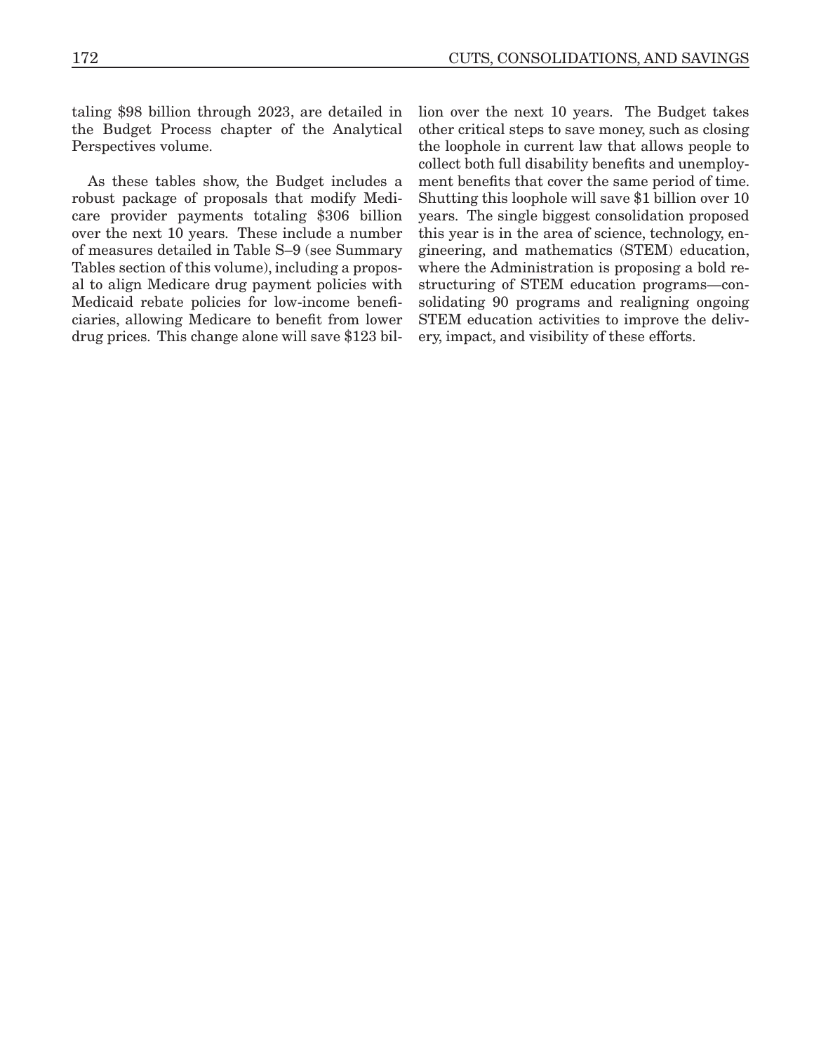taling $98 billion through 2023, are detailed in the Budget Process chapter of the Analytical Perspectives volume.

As these tables show, the Budget includes a robust package of proposals that modify Medicare provider payments totaling $306 billion over the next 10 years. These include a number of measures detailed in Table S–9 (see Summary Tables section of this volume), including a proposal to align Medicare drug payment policies with Medicaid rebate policies for low-income beneficiaries, allowing Medicare to benefit from lower drug prices. This change alone will save $123 billion over the next 10 years. The Budget takes other critical steps to save money, such as closing the loophole in current law that allows people to collect both full disability benefits and unemployment benefits that cover the same period of time. Shutting this loophole will save $1 billion over 10 years. The single biggest consolidation proposed this year is in the area of science, technology, engineering, and mathematics (STEM) education, where the Administration is proposing a bold restructuring of STEM education programs—consolidating 90 programs and realigning ongoing STEM education activities to improve the delivery, impact, and visibility of these efforts.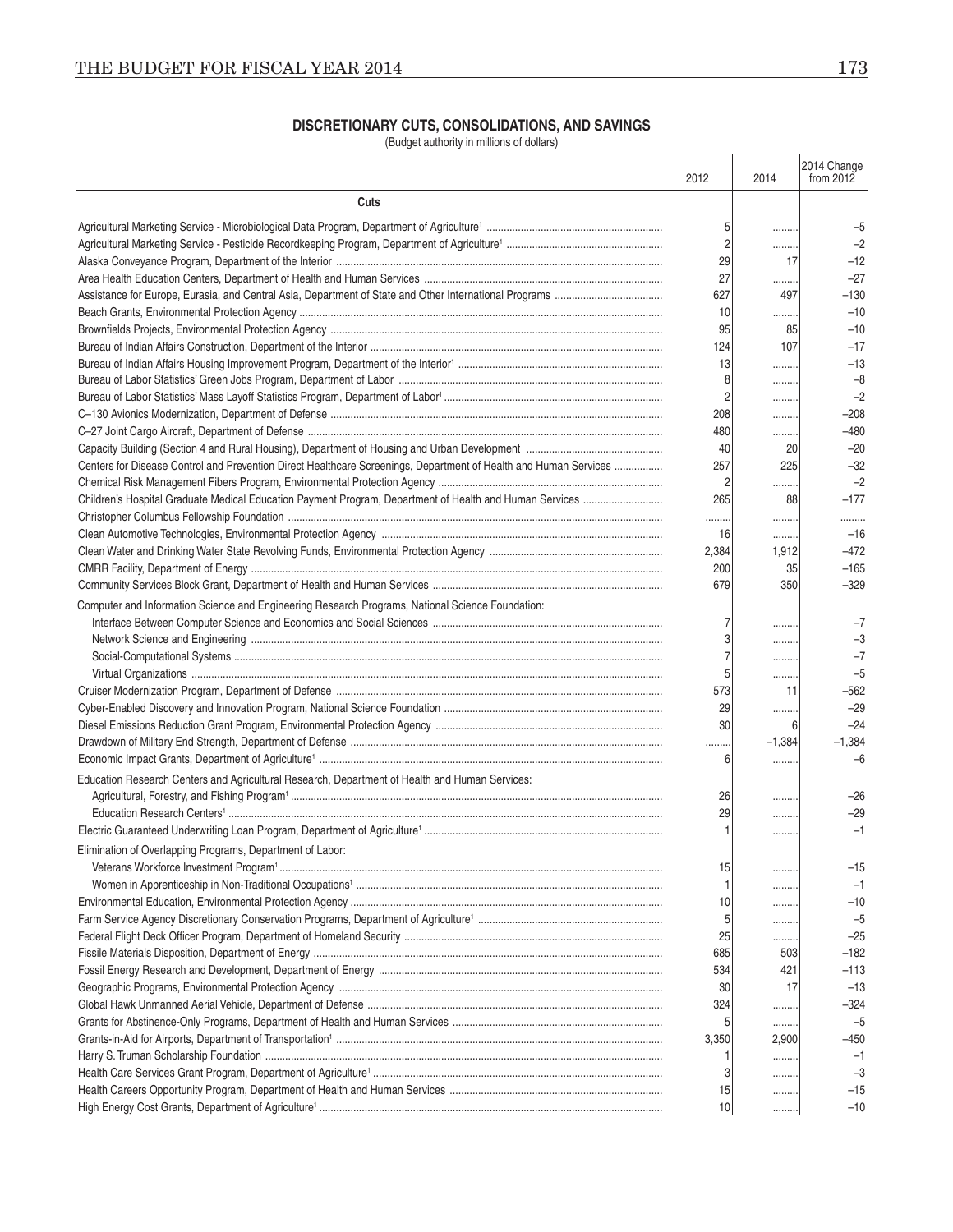## DISCRETIONARY CUTS, CONSOLIDATIONS, AND SAVINGS

(Budget authority in millions of dollars)

| | 2012 | 2014 | 2014 Change from 2012 |
|---|---|---|---|
| **Cuts** | | | |
| Agricultural Marketing Service - Microbiological Data Program, Department of Agriculture[1] | 5 | ......... | –5 |
| Agricultural Marketing Service - Pesticide Recordkeeping Program, Department of Agriculture[1] | 2 | ......... | –2 |
| Alaska Conveyance Program, Department of the Interior | 29 | 17 | –12 |
| Area Health Education Centers, Department of Health and Human Services | 27 | ......... | –27 |
| Assistance for Europe, Eurasia, and Central Asia, Department of State and Other International Programs | 627 | 497 | –130 |
| Beach Grants, Environmental Protection Agency | 10 | ......... | –10 |
| Brownfields Projects, Environmental Protection Agency | 95 | 85 | –10 |
| Bureau of Indian Affairs Construction, Department of the Interior | 124 | 107 | –17 |
| Bureau of Indian Affairs Housing Improvement Program, Department of the Interior[1] | 13 | ......... | –13 |
| Bureau of Labor Statistics' Green Jobs Program, Department of Labor | 8 | ......... | –8 |
| Bureau of Labor Statistics' Mass Layoff Statistics Program, Department of Labor[1] | 2 | ......... | –2 |
| C–130 Avionics Modernization, Department of Defense | 208 | ......... | –208 |
| C–27 Joint Cargo Aircraft, Department of Defense | 480 | ......... | –480 |
| Capacity Building (Section 4 and Rural Housing), Department of Housing and Urban Development | 40 | 20 | –20 |
| Centers for Disease Control and Prevention Direct Healthcare Screenings, Department of Health and Human Services | 257 | 225 | –32 |
| Chemical Risk Management Fibers Program, Environmental Protection Agency | 2 | ......... | –2 |
| Children's Hospital Graduate Medical Education Payment Program, Department of Health and Human Services | 265 | 88 | –177 |
| Christopher Columbus Fellowship Foundation | ......... | ......... | ......... |
| Clean Automotive Technologies, Environmental Protection Agency | 16 | ......... | –16 |
| Clean Water and Drinking Water State Revolving Funds, Environmental Protection Agency | 2,384 | 1,912 | –472 |
| CMRR Facility, Department of Energy | 200 | 35 | –165 |
| Community Services Block Grant, Department of Health and Human Services | 679 | 350 | –329 |
| Computer and Information Science and Engineering Research Programs, National Science Foundation: | | | |
| Interface Between Computer Science and Economics and Social Sciences | 7 | ......... | –7 |
| Network Science and Engineering | 3 | ......... | –3 |
| Social-Computational Systems | 7 | ......... | –7 |
| Virtual Organizations | 5 | ......... | –5 |
| Cruiser Modernization Program, Department of Defense | 573 | 11 | –562 |
| Cyber-Enabled Discovery and Innovation Program, National Science Foundation | 29 | ......... | –29 |
| Diesel Emissions Reduction Grant Program, Environmental Protection Agency | 30 | 6 | –24 |
| Drawdown of Military End Strength, Department of Defense | ......... | –1,384 | –1,384 |
| Economic Impact Grants, Department of Agriculture[1] | 6 | ......... | –6 |
| Education Research Centers and Agricultural Research, Department of Health and Human Services: | | | |
| Agricultural, Forestry, and Fishing Program[1] | 26 | ......... | –26 |
| Education Research Centers[1] | 29 | ......... | –29 |
| Electric Guaranteed Underwriting Loan Program, Department of Agriculture[1] | 1 | ......... | –1 |
| Elimination of Overlapping Programs, Department of Labor: | | | |
| Veterans Workforce Investment Program[1] | 15 | ......... | –15 |
| Women in Apprenticeship in Non-Traditional Occupations[1] | 1 | ......... | –1 |
| Environmental Education, Environmental Protection Agency | 10 | ......... | –10 |
| Farm Service Agency Discretionary Conservation Programs, Department of Agriculture[1] | 5 | ......... | –5 |
| Federal Flight Deck Officer Program, Department of Homeland Security | 25 | ......... | –25 |
| Fissile Materials Disposition, Department of Energy | 685 | 503 | –182 |
| Fossil Energy Research and Development, Department of Energy | 534 | 421 | –113 |
| Geographic Programs, Environmental Protection Agency | 30 | 17 | –13 |
| Global Hawk Unmanned Aerial Vehicle, Department of Defense | 324 | ......... | –324 |
| Grants for Abstinence-Only Programs, Department of Health and Human Services | 5 | ......... | –5 |
| Grants-in-Aid for Airports, Department of Transportation[1] | 3,350 | 2,900 | –450 |
| Harry S. Truman Scholarship Foundation | 1 | ......... | –1 |
| Health Care Services Grant Program, Department of Agriculture[1] | 3 | ......... | –3 |
| Health Careers Opportunity Program, Department of Health and Human Services | 15 | ......... | –15 |
| High Energy Cost Grants, Department of Agriculture[1] | 10 | ......... | –10 |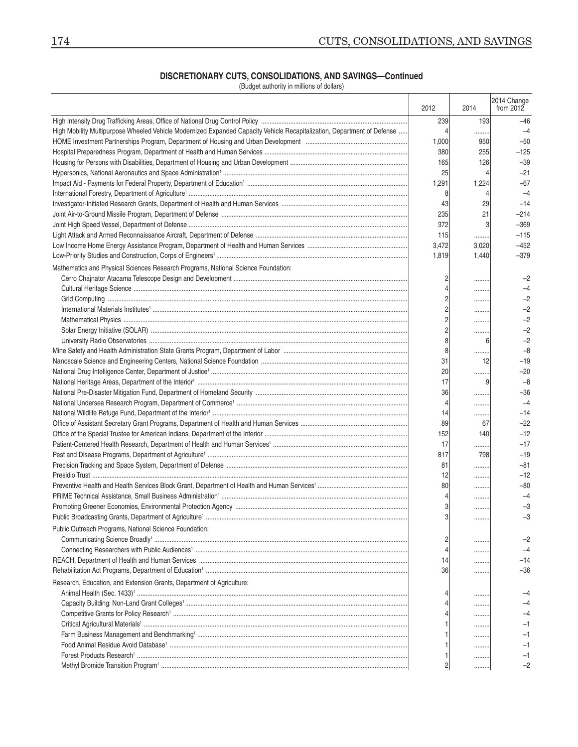## DISCRETIONARY CUTS, CONSOLIDATIONS, AND SAVINGS—Continued

(Budget authority in millions of dollars)

| | 2012 | 2014 | 2014 Change from 2012 |
|---|---|---|---|
| High Intensity Drug Trafficking Areas, Office of National Drug Control Policy | 239 | 193 | –46 |
| High Mobility Multipurpose Wheeled Vehicle Modernized Expanded Capacity Vehicle Recapitalization, Department of Defense | 4 | ........ | –4 |
| HOME Investment Partnerships Program, Department of Housing and Urban Development | 1,000 | 950 | –50 |
| Hospital Preparedness Program, Department of Health and Human Services | 380 | 255 | –125 |
| Housing for Persons with Disabilities, Department of Housing and Urban Development | 165 | 126 | –39 |
| Hypersonics, National Aeronautics and Space Administration[1] | 25 | 4 | –21 |
| Impact Aid - Payments for Federal Property, Department of Education[1] | 1,291 | 1,224 | –67 |
| International Forestry, Department of Agriculture[1] | 8 | 4 | –4 |
| Investigator-Initiated Research Grants, Department of Health and Human Services | 43 | 29 | –14 |
| Joint Air-to-Ground Missile Program, Department of Defense | 235 | 21 | –214 |
| Joint High Speed Vessel, Department of Defense | 372 | 3 | –369 |
| Light Attack and Armed Reconnaissance Aircraft, Department of Defense | 115 | ........ | –115 |
| Low Income Home Energy Assistance Program, Department of Health and Human Services | 3,472 | 3,020 | –452 |
| Low-Priority Studies and Construction, Corps of Engineers[1] | 1,819 | 1,440 | –379 |
| Mathematics and Physical Sciences Research Programs, National Science Foundation: | | | |
| Cerro Chajnator Atacama Telescope Design and Development | 2 | ........ | –2 |
| Cultural Heritage Science | 4 | ........ | –4 |
| Grid Computing | 2 | ........ | –2 |
| International Materials Institutes[1] | 2 | ........ | –2 |
| Mathematical Physics | 2 | ........ | –2 |
| Solar Energy Initiative (SOLAR) | 2 | ........ | –2 |
| University Radio Observatories | 8 | 6 | –2 |
| Mine Safety and Health Administration State Grants Program, Department of Labor | 8 | ........ | –8 |
| Nanoscale Science and Engineering Centers, National Science Foundation | 31 | 12 | –19 |
| National Drug Intelligence Center, Department of Justice[1] | 20 | ........ | –20 |
| National Heritage Areas, Department of the Interior[1] | 17 | 9 | –8 |
| National Pre-Disaster Mitigation Fund, Department of Homeland Security | 36 | ........ | –36 |
| National Undersea Research Program, Department of Commerce[1] | 4 | ........ | –4 |
| National Wildlife Refuge Fund, Department of the Interior[1] | 14 | ........ | –14 |
| Office of Assistant Secretary Grant Programs, Department of Health and Human Services | 89 | 67 | –22 |
| Office of the Special Trustee for American Indians, Department of the Interior | 152 | 140 | –12 |
| Patient-Centered Health Research, Department of Health and Human Services[1] | 17 | ........ | –17 |
| Pest and Disease Programs, Department of Agriculture[1] | 817 | 798 | –19 |
| Precision Tracking and Space System, Department of Defense | 81 | ........ | –81 |
| Presidio Trust | 12 | ........ | –12 |
| Preventive Health and Health Services Block Grant, Department of Health and Human Services[1] | 80 | ........ | –80 |
| PRIME Technical Assistance, Small Business Administration[1] | 4 | ........ | –4 |
| Promoting Greener Economies, Environmental Protection Agency | 3 | ........ | –3 |
| Public Broadcasting Grants, Department of Agriculture[1] | 3 | ........ | –3 |
| Public Outreach Programs, National Science Foundation: | | | |
| Communicating Science Broadly[1] | 2 | ........ | –2 |
| Connecting Researchers with Public Audiences[1] | 4 | ........ | –4 |
| REACH, Department of Health and Human Services | 14 | ........ | –14 |
| Rehabilitation Act Programs, Department of Education[1] | 36 | ........ | –36 |
| Research, Education, and Extension Grants, Department of Agriculture: | | | |
| Animal Health (Sec. 1433)[1] | 4 | ........ | –4 |
| Capacity Building: Non-Land Grant Colleges[1] | 4 | ........ | –4 |
| Competitive Grants for Policy Research[1] | 4 | ........ | –4 |
| Critical Agricultural Materials[1] | 1 | ........ | –1 |
| Farm Business Management and Benchmarking[1] | 1 | ........ | –1 |
| Food Animal Residue Avoid Database[1] | 1 | ........ | –1 |
| Forest Products Research[1] | 1 | ........ | –1 |
| Methyl Bromide Transition Program[1] | 2 | ........ | –2 |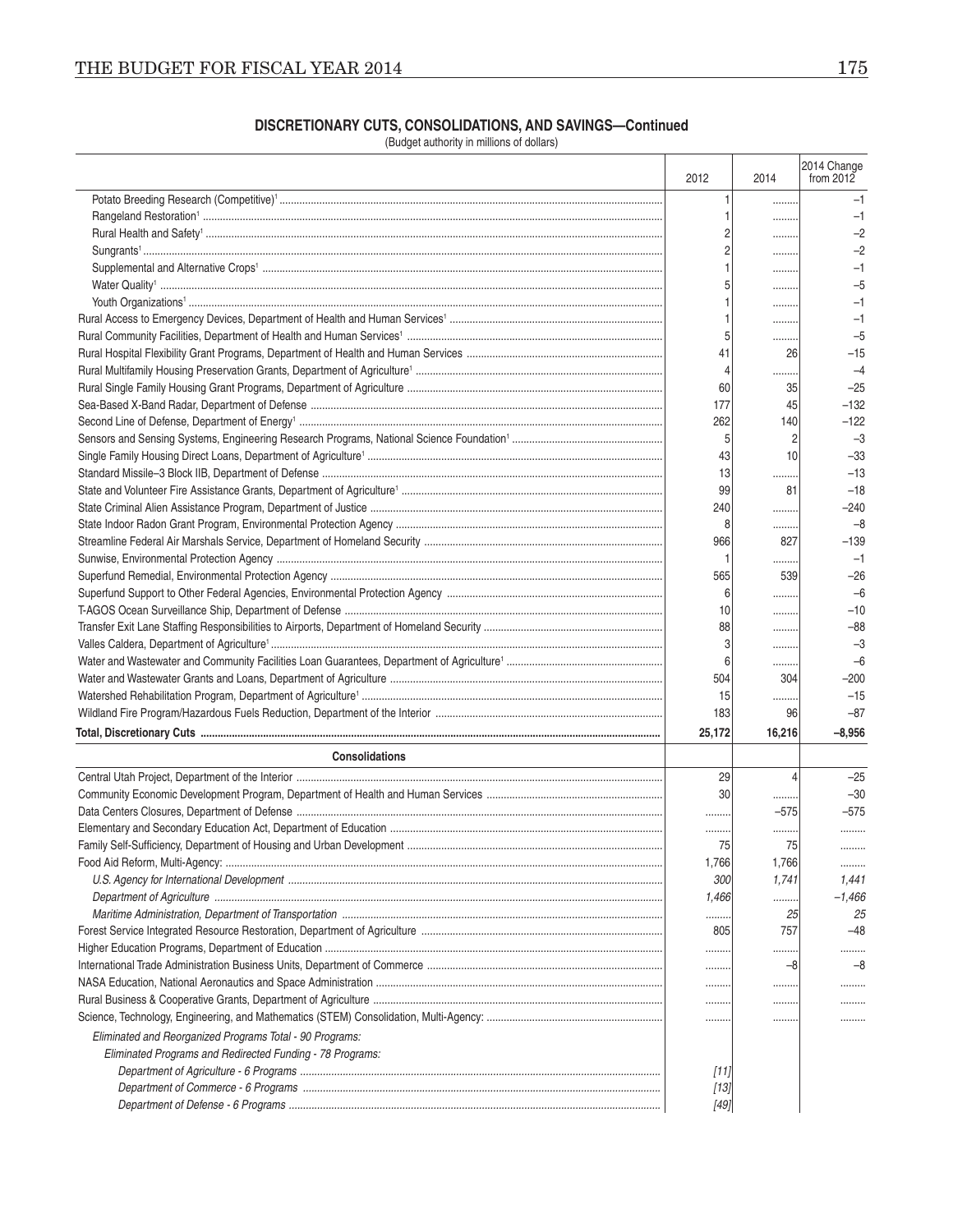## DISCRETIONARY CUTS, CONSOLIDATIONS, AND SAVINGS—Continued

(Budget authority in millions of dollars)

| | 2012 | 2014 | 2014 Change from 2012 |
|---|---|---|---|
| Potato Breeding Research (Competitive)[1] | 1 | ......... | –1 |
| Rangeland Restoration[1] | 1 | ......... | –1 |
| Rural Health and Safety[1] | 2 | ......... | –2 |
| Sungrants[1] | 2 | ......... | –2 |
| Supplemental and Alternative Crops[1] | 1 | ......... | –1 |
| Water Quality[1] | 5 | ......... | –5 |
| Youth Organizations[1] | 1 | ......... | –1 |
| Rural Access to Emergency Devices, Department of Health and Human Services[1] | 1 | ......... | –1 |
| Rural Community Facilities, Department of Health and Human Services[1] | 5 | ......... | –5 |
| Rural Hospital Flexibility Grant Programs, Department of Health and Human Services | 41 | 26 | –15 |
| Rural Multifamily Housing Preservation Grants, Department of Agriculture[1] | 4 | ......... | –4 |
| Rural Single Family Housing Grant Programs, Department of Agriculture | 60 | 35 | –25 |
| Sea-Based X-Band Radar, Department of Defense | 177 | 45 | –132 |
| Second Line of Defense, Department of Energy[1] | 262 | 140 | –122 |
| Sensors and Sensing Systems, Engineering Research Programs, National Science Foundation[1] | 5 | 2 | –3 |
| Single Family Housing Direct Loans, Department of Agriculture[1] | 43 | 10 | –33 |
| Standard Missile–3 Block IIB, Department of Defense | 13 | ......... | –13 |
| State and Volunteer Fire Assistance Grants, Department of Agriculture[1] | 99 | 81 | –18 |
| State Criminal Alien Assistance Program, Department of Justice | 240 | ......... | –240 |
| State Indoor Radon Grant Program, Environmental Protection Agency | 8 | ......... | –8 |
| Streamline Federal Air Marshals Service, Department of Homeland Security | 966 | 827 | –139 |
| Sunwise, Environmental Protection Agency | 1 | ......... | –1 |
| Superfund Remedial, Environmental Protection Agency | 565 | 539 | –26 |
| Superfund Support to Other Federal Agencies, Environmental Protection Agency | 6 | ......... | –6 |
| T-AGOS Ocean Surveillance Ship, Department of Defense | 10 | ......... | –10 |
| Transfer Exit Lane Staffing Responsibilities to Airports, Department of Homeland Security | 88 | ......... | –88 |
| Valles Caldera, Department of Agriculture[1] | 3 | ......... | –3 |
| Water and Wastewater and Community Facilities Loan Guarantees, Department of Agriculture[1] | 6 | ......... | –6 |
| Water and Wastewater Grants and Loans, Department of Agriculture | 504 | 304 | –200 |
| Watershed Rehabilitation Program, Department of Agriculture[1] | 15 | ......... | –15 |
| Wildland Fire Program/Hazardous Fuels Reduction, Department of the Interior | 183 | 96 | –87 |
| **Total, Discretionary Cuts** | **25,172** | **16,216** | **–8,956** |
| **Consolidations** | | | |
| Central Utah Project, Department of the Interior | 29 | 4 | –25 |
| Community Economic Development Program, Department of Health and Human Services | 30 | ......... | –30 |
| Data Centers Closures, Department of Defense | ......... | –575 | –575 |
| Elementary and Secondary Education Act, Department of Education | ......... | ......... | ......... |
| Family Self-Sufficiency, Department of Housing and Urban Development | 75 | 75 | ......... |
| Food Aid Reform, Multi-Agency: | 1,766 | 1,766 | ......... |
| *U.S. Agency for International Development* | *300* | *1,741* | *1,441* |
| *Department of Agriculture* | *1,466* | ......... | *–1,466* |
| *Maritime Administration, Department of Transportation* | ......... | *25* | *25* |
| Forest Service Integrated Resource Restoration, Department of Agriculture | 805 | 757 | –48 |
| Higher Education Programs, Department of Education | ......... | ......... | ......... |
| International Trade Administration Business Units, Department of Commerce | ......... | –8 | –8 |
| NASA Education, National Aeronautics and Space Administration | ......... | ......... | ......... |
| Rural Business & Cooperative Grants, Department of Agriculture | ......... | ......... | ......... |
| Science, Technology, Engineering, and Mathematics (STEM) Consolidation, Multi-Agency: | ......... | ......... | ......... |
| *Eliminated and Reorganized Programs Total - 90 Programs:* | | | |
| *Eliminated Programs and Redirected Funding - 78 Programs:* | | | |
| *Department of Agriculture - 6 Programs* | *[11]* | | |
| *Department of Commerce - 6 Programs* | *[13]* | | |
| *Department of Defense - 6 Programs* | *[49]* | | |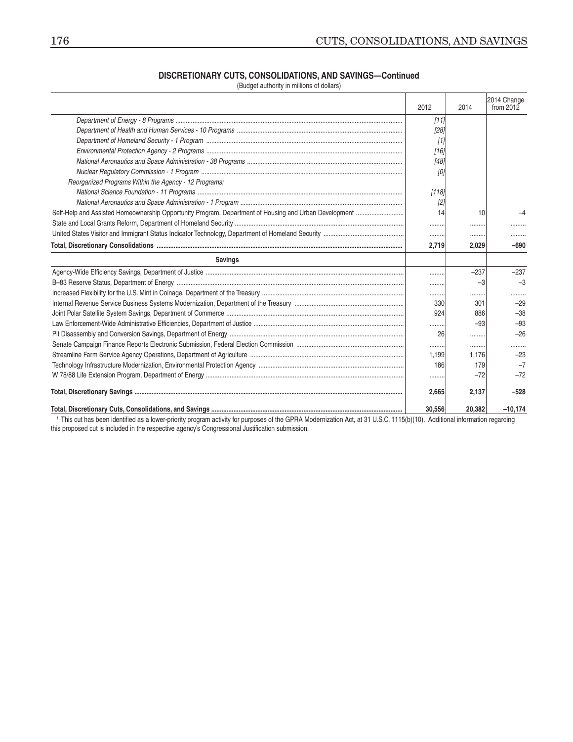**DISCRETIONARY CUTS, CONSOLIDATIONS, AND SAVINGS—Continued**

(Budget authority in millions of dollars)

| | 2012 | 2014 | 2014 Change from 2012 |
|---|---|---|---|
| *Department of Energy - 8 Programs* | *[11]* | | |
| *Department of Health and Human Services - 10 Programs* | *[28]* | | |
| *Department of Homeland Security - 1 Program* | *[1]* | | |
| *Environmental Protection Agency - 2 Programs* | *[16]* | | |
| *National Aeronautics and Space Administration - 38 Programs* | *[48]* | | |
| *Nuclear Regulatory Commission - 1 Program* | *[0]* | | |
| *Reorganized Programs Within the Agency - 12 Programs:* | | | |
| *National Science Foundation - 11 Programs* | *[118]* | | |
| *National Aeronautics and Space Administration - 1 Program* | *[2]* | | |
| Self-Help and Assisted Homeownership Opportunity Program, Department of Housing and Urban Development | 14 | 10 | –4 |
| State and Local Grants Reform, Department of Homeland Security | ......... | ......... | ......... |
| United States Visitor and Immigrant Status Indicator Technology, Department of Homeland Security | ......... | ......... | ......... |
| **Total, Discretionary Consolidations** | **2,719** | **2,029** | **–690** |
| **Savings** | | | |
| Agency-Wide Efficiency Savings, Department of Justice | ......... | –237 | –237 |
| B–83 Reserve Status, Department of Energy | ......... | –3 | –3 |
| Increased Flexibility for the U.S. Mint in Coinage, Department of the Treasury | ......... | ......... | ......... |
| Internal Revenue Service Business Systems Modernization, Department of the Treasury | 330 | 301 | –29 |
| Joint Polar Satellite System Savings, Department of Commerce | 924 | 886 | –38 |
| Law Enforcement-Wide Administrative Efficiencies, Department of Justice | ......... | –93 | –93 |
| Pit Disassembly and Conversion Savings, Department of Energy | 26 | ......... | –26 |
| Senate Campaign Finance Reports Electronic Submission, Federal Election Commission | ......... | ......... | ......... |
| Streamline Farm Service Agency Operations, Department of Agriculture | 1,199 | 1,176 | –23 |
| Technology Infrastructure Modernization, Environmental Protection Agency | 186 | 179 | –7 |
| W 78/88 Life Extension Program, Department of Energy | ......... | –72 | –72 |
| **Total, Discretionary Savings** | **2,665** | **2,137** | **–528** |
| **Total, Discretionary Cuts, Consolidations, and Savings** | **30,556** | **20,382** | **–10,174** |

[1] This cut has been identified as a lower-priority program activity for purposes of the GPRA Modernization Act, at 31 U.S.C. 1115(b)(10). Additional information regarding this proposed cut is included in the respective agency's Congressional Justification submission.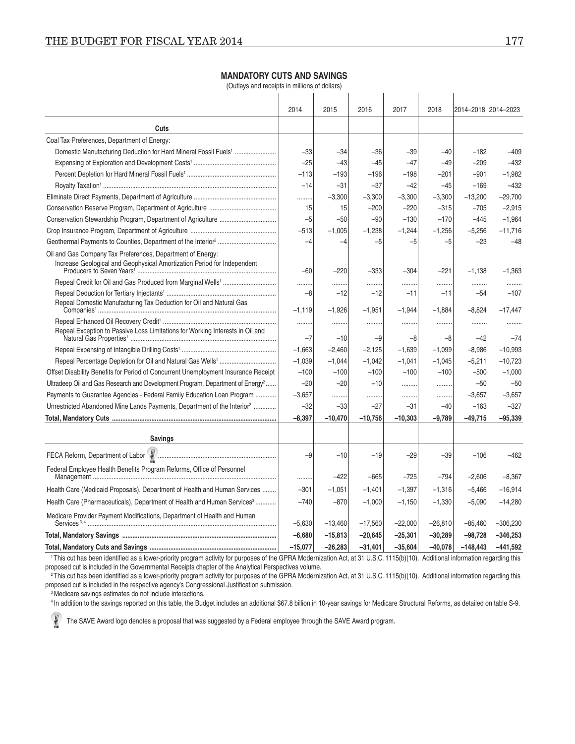## MANDATORY CUTS AND SAVINGS

(Outlays and receipts in millions of dollars)

| | 2014 | 2015 | 2016 | 2017 | 2018 | 2014–2018 | 2014–2023 |
|---|---|---|---|---|---|---|---|
| **Cuts** | | | | | | | |
| Coal Tax Preferences, Department of Energy: | | | | | | | |
| Domestic Manufacturing Deduction for Hard Mineral Fossil Fuels[1] | –33 | –34 | –36 | –39 | –40 | –182 | –409 |
| Expensing of Exploration and Development Costs[1] | –25 | –43 | –45 | –47 | –49 | –209 | –432 |
| Percent Depletion for Hard Mineral Fossil Fuels[1] | –113 | –193 | –196 | –198 | –201 | –901 | –1,982 |
| Royalty Taxation[1] | –14 | –31 | –37 | –42 | –45 | –169 | –432 |
| Eliminate Direct Payments, Department of Agriculture | ......... | –3,300 | –3,300 | –3,300 | –3,300 | –13,200 | –29,700 |
| Conservation Reserve Program, Department of Agriculture | 15 | 15 | –200 | –220 | –315 | –705 | –2,915 |
| Conservation Stewardship Program, Department of Agriculture | –5 | –50 | –90 | –130 | –170 | –445 | –1,964 |
| Crop Insurance Program, Department of Agriculture | –513 | –1,005 | –1,238 | –1,244 | –1,256 | –5,256 | –11,716 |
| Geothermal Payments to Counties, Department of the Interior[2] | –4 | –4 | –5 | –5 | –5 | –23 | –48 |
| Oil and Gas Company Tax Preferences, Department of Energy: | | | | | | | |
| Increase Geological and Geophysical Amortization Period for Independent Producers to Seven Years[1] | –60 | –220 | –333 | –304 | –221 | –1,138 | –1,363 |
| Repeal Credit for Oil and Gas Produced from Marginal Wells[1] | ......... | ......... | ......... | ......... | ......... | ......... | ......... |
| Repeal Deduction for Tertiary Injectants[1] | –8 | –12 | –12 | –11 | –11 | –54 | –107 |
| Repeal Domestic Manufacturing Tax Deduction for Oil and Natural Gas Companies[1] | –1,119 | –1,926 | –1,951 | –1,944 | –1,884 | –8,824 | –17,447 |
| Repeal Enhanced Oil Recovery Credit[1] | ......... | ......... | ......... | ......... | ......... | ......... | ......... |
| Repeal Exception to Passive Loss Limitations for Working Interests in Oil and Natural Gas Properties[1] | –7 | –10 | –9 | –8 | –8 | –42 | –74 |
| Repeal Expensing of Intangible Drilling Costs[1] | –1,663 | –2,460 | –2,125 | –1,639 | –1,099 | –8,986 | –10,993 |
| Repeal Percentage Depletion for Oil and Natural Gas Wells[1] | –1,039 | –1,044 | –1,042 | –1,041 | –1,045 | –5,211 | –10,723 |
| Offset Disability Benefits for Period of Concurrent Unemployment Insurance Receipt | –100 | –100 | –100 | –100 | –100 | –500 | –1,000 |
| Ultradeep Oil and Gas Research and Development Program, Department of Energy[2] | –20 | –20 | –10 | ......... | ......... | –50 | –50 |
| Payments to Guarantee Agencies - Federal Family Education Loan Program | –3,657 | ......... | ......... | ......... | ......... | –3,657 | –3,657 |
| Unrestricted Abandoned Mine Lands Payments, Department of the Interior[2] | –32 | –33 | –27 | –31 | –40 | –163 | –327 |
| **Total, Mandatory Cuts** | **–8,397** | **–10,470** | **–10,756** | **–10,303** | **–9,789** | **–49,715** | **–95,339** |
| **Savings** | | | | | | | |
| FECA Reform, Department of Labor (SAVE Award) | –9 | –10 | –19 | –29 | –39 | –106 | –462 |
| Federal Employee Health Benefits Program Reforms, Office of Personnel Management | ......... | –422 | –665 | –725 | –794 | –2,606 | –8,367 |
| Health Care (Medicaid Proposals), Department of Health and Human Services | –301 | –1,051 | –1,401 | –1,397 | –1,316 | –5,466 | –16,914 |
| Health Care (Pharmaceuticals), Department of Health and Human Services[3] | –740 | –870 | –1,000 | –1,150 | –1,330 | –5,090 | –14,280 |
| Medicare Provider Payment Modifications, Department of Health and Human Services[3, 4] | –5,630 | –13,460 | –17,560 | –22,000 | –26,810 | –85,460 | –306,230 |
| **Total, Mandatory Savings** | **–6,680** | **–15,813** | **–20,645** | **–25,301** | **–30,289** | **–98,728** | **–346,253** |
| **Total, Mandatory Cuts and Savings** | **–15,077** | **–26,283** | **–31,401** | **–35,604** | **–40,078** | **–148,443** | **–441,592** |

[1] This cut has been identified as a lower-priority program activity for purposes of the GPRA Modernization Act, at 31 U.S.C. 1115(b)(10). Additional information regarding this proposed cut is included in the Governmental Receipts chapter of the Analytical Perspectives volume.

[2] This cut has been identified as a lower-priority program activity for purposes of the GPRA Modernization Act, at 31 U.S.C. 1115(b)(10). Additional information regarding this proposed cut is included in the respective agency's Congressional Justification submission.

[3] Medicare savings estimates do not include interactions.

[4] In addition to the savings reported on this table, the Budget includes an additional $67.8 billion in 10-year savings for Medicare Structural Reforms, as detailed on table S-9.

The SAVE Award logo denotes a proposal that was suggested by a Federal employee through the SAVE Award program.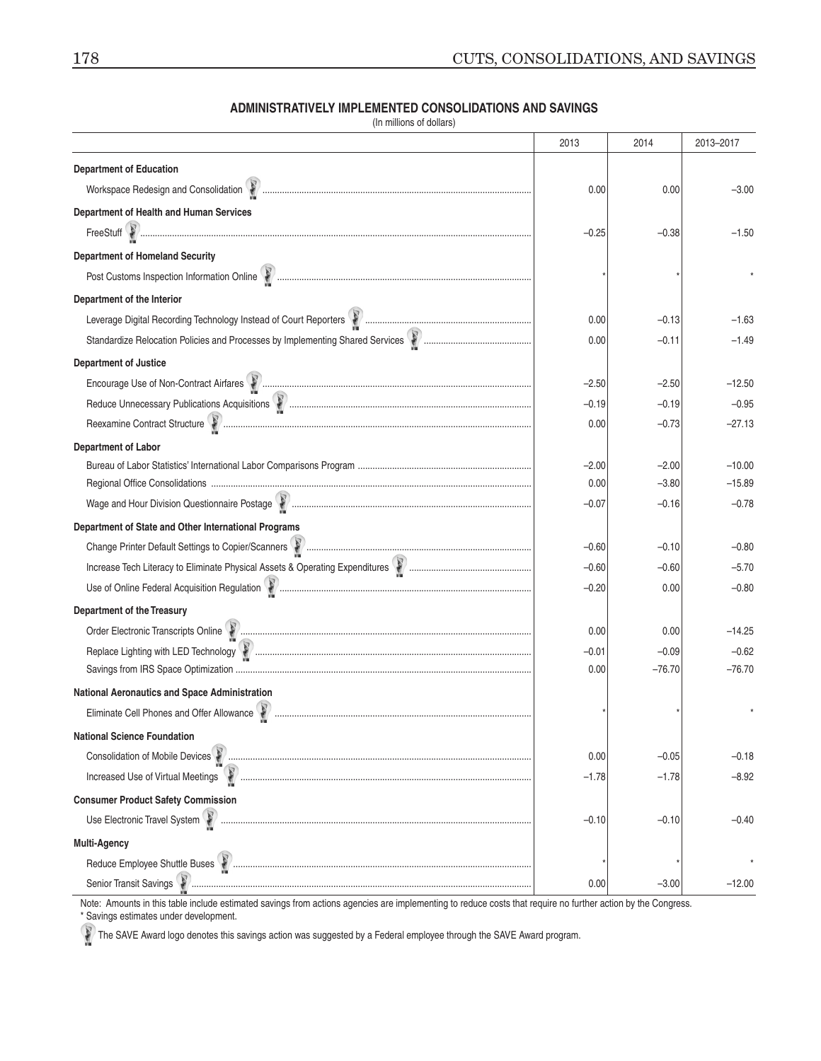**ADMINISTRATIVELY IMPLEMENTED CONSOLIDATIONS AND SAVINGS**

(In millions of dollars)

| | 2013 | 2014 | 2013–2017 |
|---|---|---|---|
| **Department of Education** | | | |
| Workspace Redesign and Consolidation | 0.00 | 0.00 | –3.00 |
| **Department of Health and Human Services** | | | |
| FreeStuff | –0.25 | –0.38 | –1.50 |
| **Department of Homeland Security** | | | |
| Post Customs Inspection Information Online | * | * | * |
| **Department of the Interior** | | | |
| Leverage Digital Recording Technology Instead of Court Reporters | 0.00 | –0.13 | –1.63 |
| Standardize Relocation Policies and Processes by Implementing Shared Services | 0.00 | –0.11 | –1.49 |
| **Department of Justice** | | | |
| Encourage Use of Non-Contract Airfares | –2.50 | –2.50 | –12.50 |
| Reduce Unnecessary Publications Acquisitions | –0.19 | –0.19 | –0.95 |
| Reexamine Contract Structure | 0.00 | –0.73 | –27.13 |
| **Department of Labor** | | | |
| Bureau of Labor Statistics' International Labor Comparisons Program | –2.00 | –2.00 | –10.00 |
| Regional Office Consolidations | 0.00 | –3.80 | –15.89 |
| Wage and Hour Division Questionnaire Postage | –0.07 | –0.16 | –0.78 |
| **Department of State and Other International Programs** | | | |
| Change Printer Default Settings to Copier/Scanners | –0.60 | –0.10 | –0.80 |
| Increase Tech Literacy to Eliminate Physical Assets & Operating Expenditures | –0.60 | –0.60 | –5.70 |
| Use of Online Federal Acquisition Regulation | –0.20 | 0.00 | –0.80 |
| **Department of the Treasury** | | | |
| Order Electronic Transcripts Online | 0.00 | 0.00 | –14.25 |
| Replace Lighting with LED Technology | –0.01 | –0.09 | –0.62 |
| Savings from IRS Space Optimization | 0.00 | –76.70 | –76.70 |
| **National Aeronautics and Space Administration** | | | |
| Eliminate Cell Phones and Offer Allowance | * | * | * |
| **National Science Foundation** | | | |
| Consolidation of Mobile Devices | 0.00 | –0.05 | –0.18 |
| Increased Use of Virtual Meetings | –1.78 | –1.78 | –8.92 |
| **Consumer Product Safety Commission** | | | |
| Use Electronic Travel System | –0.10 | –0.10 | –0.40 |
| **Multi-Agency** | | | |
| Reduce Employee Shuttle Buses | * | * | * |
| Senior Transit Savings | 0.00 | –3.00 | –12.00 |

Note: Amounts in this table include estimated savings from actions agencies are implementing to reduce costs that require no further action by the Congress.
* Savings estimates under development.

The SAVE Award logo denotes this savings action was suggested by a Federal employee through the SAVE Award program.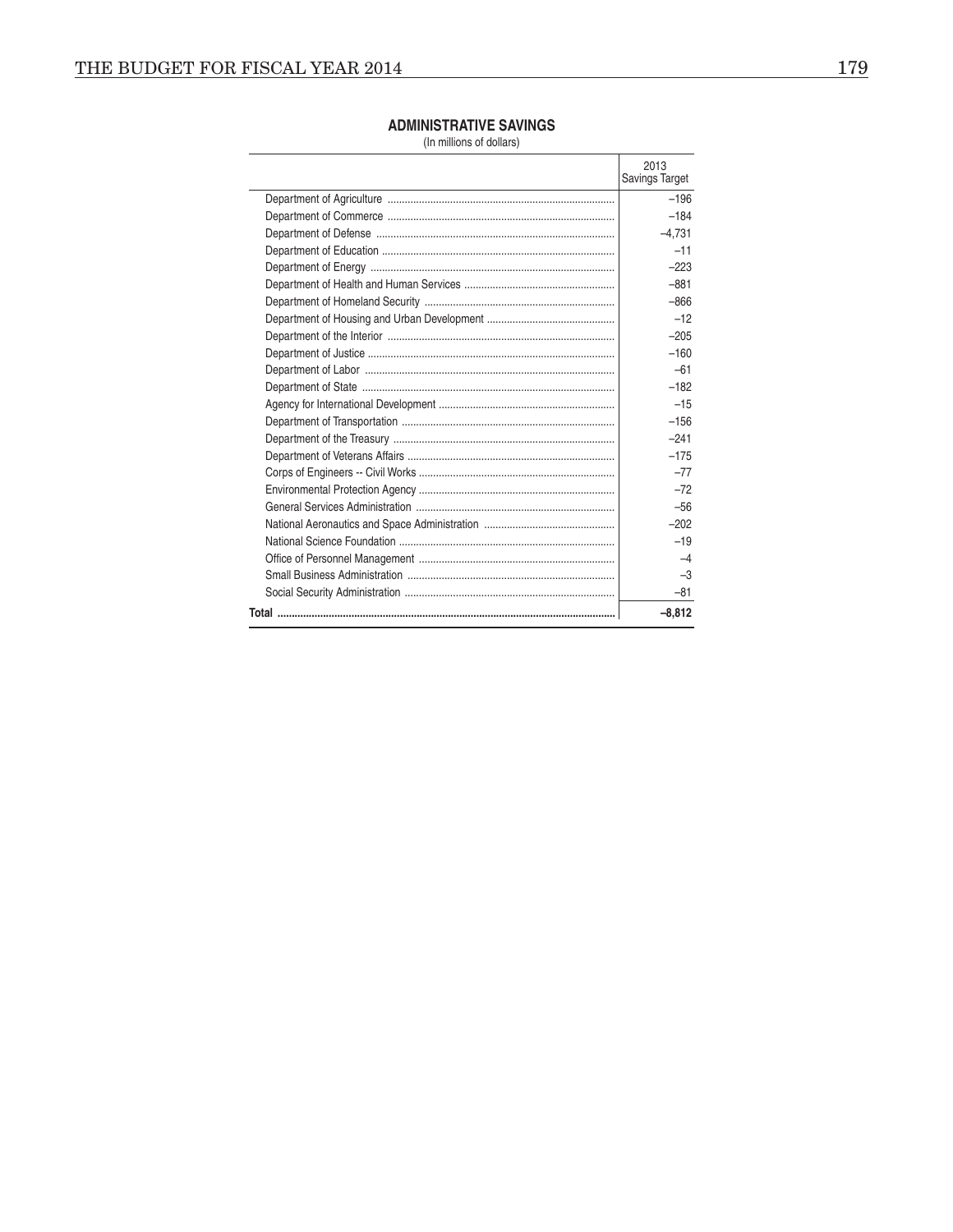## ADMINISTRATIVE SAVINGS

(In millions of dollars)

| | 2013 Savings Target |
|---|---|
| Department of Agriculture | –196 |
| Department of Commerce | –184 |
| Department of Defense | –4,731 |
| Department of Education | –11 |
| Department of Energy | –223 |
| Department of Health and Human Services | –881 |
| Department of Homeland Security | –866 |
| Department of Housing and Urban Development | –12 |
| Department of the Interior | –205 |
| Department of Justice | –160 |
| Department of Labor | –61 |
| Department of State | –182 |
| Agency for International Development | –15 |
| Department of Transportation | –156 |
| Department of the Treasury | –241 |
| Department of Veterans Affairs | –175 |
| Corps of Engineers -- Civil Works | –77 |
| Environmental Protection Agency | –72 |
| General Services Administration | –56 |
| National Aeronautics and Space Administration | –202 |
| National Science Foundation | –19 |
| Office of Personnel Management | –4 |
| Small Business Administration | –3 |
| Social Security Administration | –81 |
| **Total** | **–8,812** |